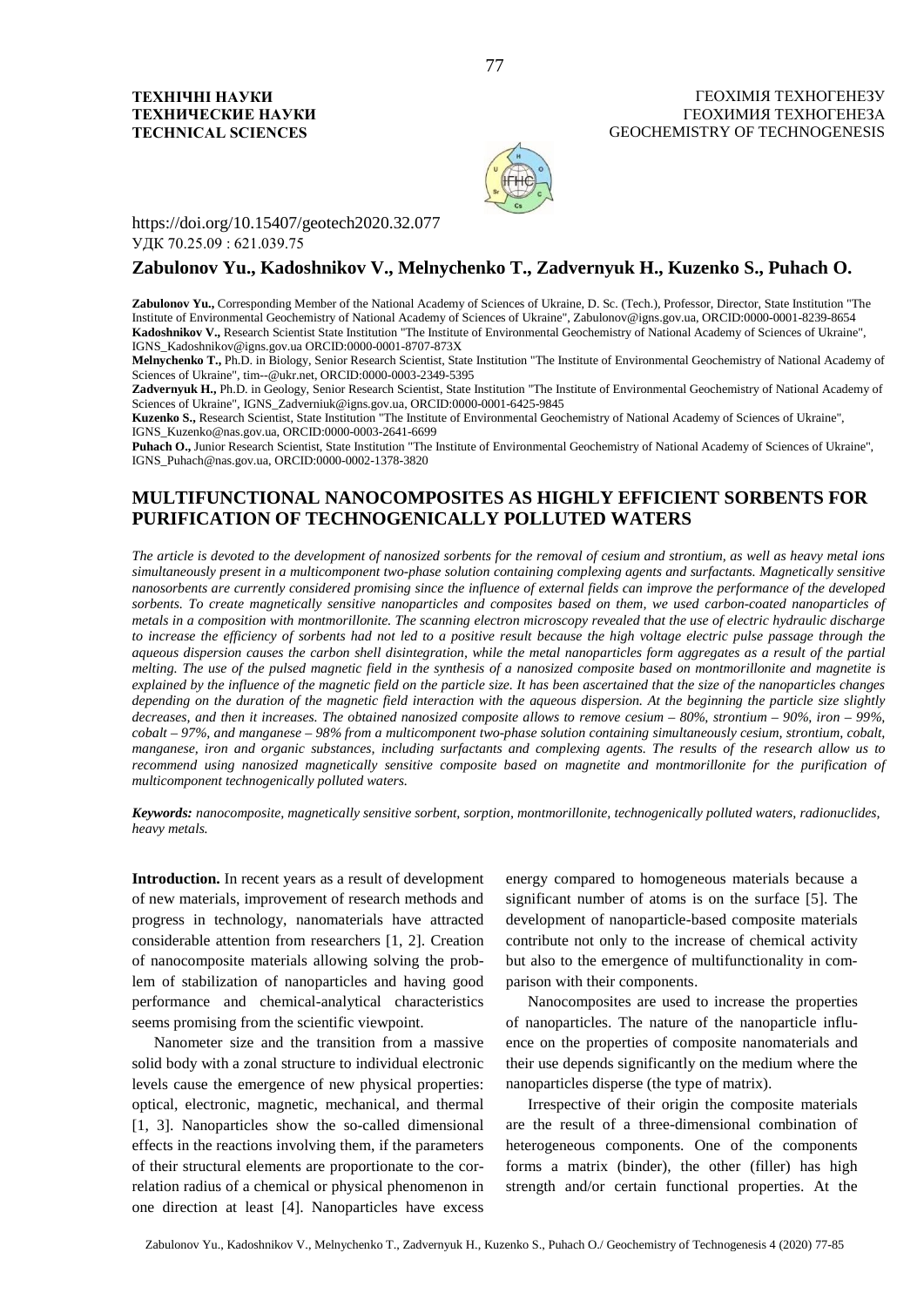**ТЕХНІЧНІ НАУКИ**
**ТЕХНИЧЕСКИЕ НАУКИ**
**TECHNICAL SCIENCES**

ГЕОХІМІЯ ТЕХНОГЕНЕЗУ
ГЕОХИМИЯ ТЕХНОГЕНЕЗА
GEOCHEMISTRY OF TECHNOGENESIS

https://doi.org/10.15407/geotech2020.32.077
УДК 70.25.09 : 621.039.75

**Zabulonov Yu., Kadoshnikov V., Melnychenko T., Zadvernyuk H., Kuzenko S., Puhach O.**

**Zabulonov Yu.,** Corresponding Member of the National Academy of Sciences of Ukraine, D. Sc. (Tech.), Professor, Director, State Institution "The Institute of Environmental Geochemistry of National Academy of Sciences of Ukraine", Zabulonov@igns.gov.ua, ORCID:0000-0001-8239-8654
**Kadoshnikov V.,** Research Scientist State Institution "The Institute of Environmental Geochemistry of National Academy of Sciences of Ukraine", IGNS_Kadoshnikov@igns.gov.ua ORCID:0000-0001-8707-873X
**Melnychenko T.,** Ph.D. in Biology, Senior Research Scientist, State Institution "The Institute of Environmental Geochemistry of National Academy of Sciences of Ukraine", tim--@ukr.net, ORCID:0000-0003-2349-5395
**Zadvernyuk H.,** Ph.D. in Geology, Senior Research Scientist, State Institution "The Institute of Environmental Geochemistry of National Academy of Sciences of Ukraine", IGNS_Zadverniuk@igns.gov.ua, ORCID:0000-0001-6425-9845
**Kuzenko S.,** Research Scientist, State Institution "The Institute of Environmental Geochemistry of National Academy of Sciences of Ukraine", IGNS_Kuzenko@nas.gov.ua, ORCID:0000-0003-2641-6699
**Puhach O.,** Junior Research Scientist, State Institution "The Institute of Environmental Geochemistry of National Academy of Sciences of Ukraine", IGNS_Puhach@nas.gov.ua, ORCID:0000-0002-1378-3820

# MULTIFUNCTIONAL NANOCOMPOSITES AS HIGHLY EFFICIENT SORBENTS FOR PURIFICATION OF TECHNOGENICALLY POLLUTED WATERS

*The article is devoted to the development of nanosized sorbents for the removal of cesium and strontium, as well as heavy metal ions simultaneously present in a multicomponent two-phase solution containing complexing agents and surfactants. Magnetically sensitive nanosorbents are currently considered promising since the influence of external fields can improve the performance of the developed sorbents. To create magnetically sensitive nanoparticles and composites based on them, we used carbon-coated nanoparticles of metals in a composition with montmorillonite. The scanning electron microscopy revealed that the use of electric hydraulic discharge to increase the efficiency of sorbents had not led to a positive result because the high voltage electric pulse passage through the aqueous dispersion causes the carbon shell disintegration, while the metal nanoparticles form aggregates as a result of the partial melting. The use of the pulsed magnetic field in the synthesis of a nanosized composite based on montmorillonite and magnetite is explained by the influence of the magnetic field on the particle size. It has been ascertained that the size of the nanoparticles changes depending on the duration of the magnetic field interaction with the aqueous dispersion. At the beginning the particle size slightly decreases, and then it increases. The obtained nanosized composite allows to remove cesium – 80%, strontium – 90%, iron – 99%, cobalt – 97%, and manganese – 98% from a multicomponent two-phase solution containing simultaneously cesium, strontium, cobalt, manganese, iron and organic substances, including surfactants and complexing agents. The results of the research allow us to recommend using nanosized magnetically sensitive composite based on magnetite and montmorillonite for the purification of multicomponent technogenically polluted waters.*

***Keywords:*** *nanocomposite, magnetically sensitive sorbent, sorption, montmorillonite, technogenically polluted waters, radionuclides, heavy metals.*

**Introduction.** In recent years as a result of development of new materials, improvement of research methods and progress in technology, nanomaterials have attracted considerable attention from researchers [1, 2]. Creation of nanocomposite materials allowing solving the problem of stabilization of nanoparticles and having good performance and chemical-analytical characteristics seems promising from the scientific viewpoint.

Nanometer size and the transition from a massive solid body with a zonal structure to individual electronic levels cause the emergence of new physical properties: optical, electronic, magnetic, mechanical, and thermal [1, 3]. Nanoparticles show the so-called dimensional effects in the reactions involving them, if the parameters of their structural elements are proportionate to the correlation radius of a chemical or physical phenomenon in one direction at least [4]. Nanoparticles have excess energy compared to homogeneous materials because a significant number of atoms is on the surface [5]. The development of nanoparticle-based composite materials contribute not only to the increase of chemical activity but also to the emergence of multifunctionality in comparison with their components.

Nanocomposites are used to increase the properties of nanoparticles. The nature of the nanoparticle influence on the properties of composite nanomaterials and their use depends significantly on the medium where the nanoparticles disperse (the type of matrix).

Irrespective of their origin the composite materials are the result of a three-dimensional combination of heterogeneous components. One of the components forms a matrix (binder), the other (filler) has high strength and/or certain functional properties. At the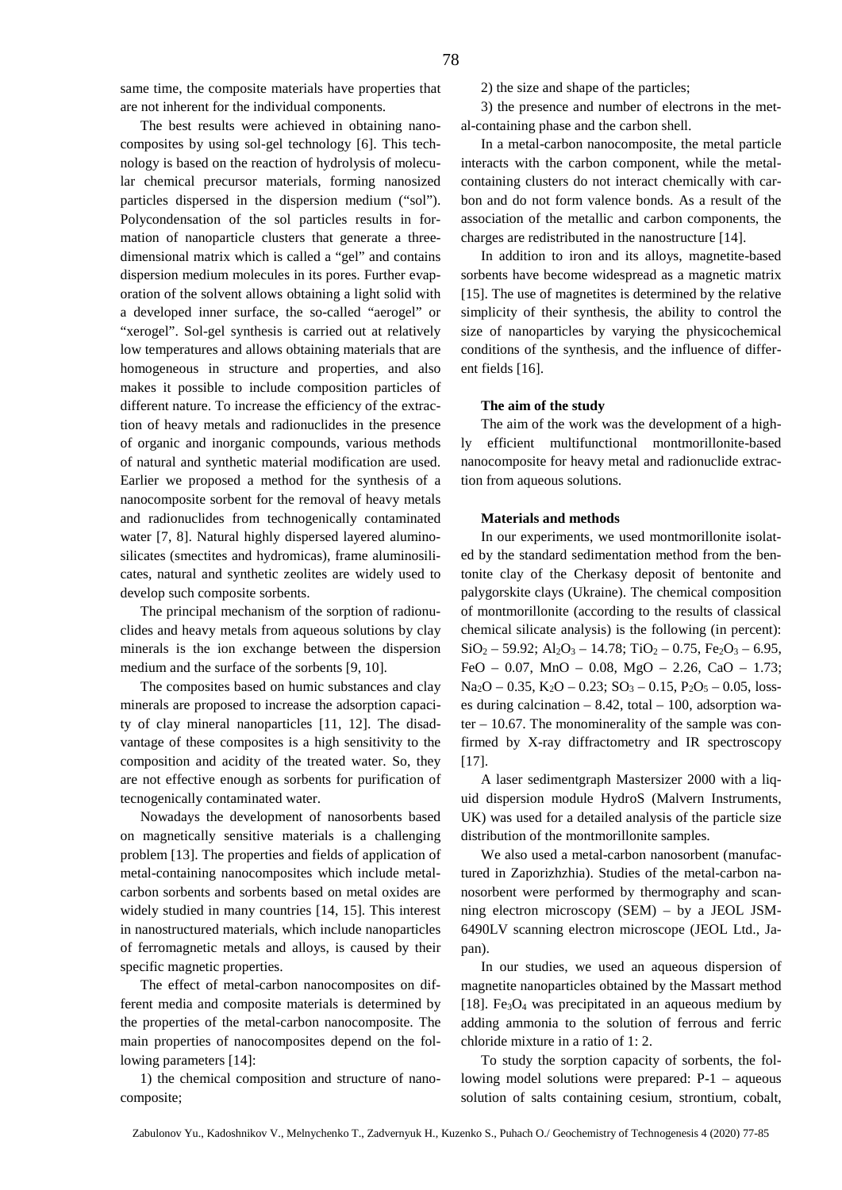same time, the composite materials have properties that are not inherent for the individual components.

The best results were achieved in obtaining nanocomposites by using sol-gel technology [6]. This technology is based on the reaction of hydrolysis of molecular chemical precursor materials, forming nanosized particles dispersed in the dispersion medium ("sol"). Polycondensation of the sol particles results in formation of nanoparticle clusters that generate a three-dimensional matrix which is called a "gel" and contains dispersion medium molecules in its pores. Further evaporation of the solvent allows obtaining a light solid with a developed inner surface, the so-called "aerogel" or "xerogel". Sol-gel synthesis is carried out at relatively low temperatures and allows obtaining materials that are homogeneous in structure and properties, and also makes it possible to include composition particles of different nature. To increase the efficiency of the extraction of heavy metals and radionuclides in the presence of organic and inorganic compounds, various methods of natural and synthetic material modification are used. Earlier we proposed a method for the synthesis of a nanocomposite sorbent for the removal of heavy metals and radionuclides from technogenically contaminated water [7, 8]. Natural highly dispersed layered aluminosilicates (smectites and hydromicas), frame aluminosilicates, natural and synthetic zeolites are widely used to develop such composite sorbents.

The principal mechanism of the sorption of radionuclides and heavy metals from aqueous solutions by clay minerals is the ion exchange between the dispersion medium and the surface of the sorbents [9, 10].

The composites based on humic substances and clay minerals are proposed to increase the adsorption capacity of clay mineral nanoparticles [11, 12]. The disadvantage of these composites is a high sensitivity to the composition and acidity of the treated water. So, they are not effective enough as sorbents for purification of tecnogenically contaminated water.

Nowadays the development of nanosorbents based on magnetically sensitive materials is a challenging problem [13]. The properties and fields of application of metal-containing nanocomposites which include metal-carbon sorbents and sorbents based on metal oxides are widely studied in many countries [14, 15]. This interest in nanostructured materials, which include nanoparticles of ferromagnetic metals and alloys, is caused by their specific magnetic properties.

The effect of metal-carbon nanocomposites on different media and composite materials is determined by the properties of the metal-carbon nanocomposite. The main properties of nanocomposites depend on the following parameters [14]:

1) the chemical composition and structure of nanocomposite;

2) the size and shape of the particles;

3) the presence and number of electrons in the metal-containing phase and the carbon shell.

In a metal-carbon nanocomposite, the metal particle interacts with the carbon component, while the metal-containing clusters do not interact chemically with carbon and do not form valence bonds. As a result of the association of the metallic and carbon components, the charges are redistributed in the nanostructure [14].

In addition to iron and its alloys, magnetite-based sorbents have become widespread as a magnetic matrix [15]. The use of magnetites is determined by the relative simplicity of their synthesis, the ability to control the size of nanoparticles by varying the physicochemical conditions of the synthesis, and the influence of different fields [16].

**The aim of the study**

The aim of the work was the development of a highly efficient multifunctional montmorillonite-based nanocomposite for heavy metal and radionuclide extraction from aqueous solutions.

**Materials and methods**

In our experiments, we used montmorillonite isolated by the standard sedimentation method from the bentonite clay of the Cherkasy deposit of bentonite and palygorskite clays (Ukraine). The chemical composition of montmorillonite (according to the results of classical chemical silicate analysis) is the following (in percent): $SiO_2$ – 59.92; $Al_2O_3$ – 14.78; $TiO_2$ – 0.75, $Fe_2O_3$ – 6.95, FeO – 0.07, MnO – 0.08, MgO – 2.26, CaO – 1.73; $Na_2O$ – 0.35, $K_2O$ – 0.23; $SO_3$ – 0.15, $P_2O_5$ – 0.05, losses during calcination – 8.42, total – 100, adsorption water – 10.67. The monominerality of the sample was confirmed by X-ray diffractometry and IR spectroscopy [17].

A laser sedimentgraph Mastersizer 2000 with a liquid dispersion module HydroS (Malvern Instruments, UK) was used for a detailed analysis of the particle size distribution of the montmorillonite samples.

We also used a metal-carbon nanosorbent (manufactured in Zaporizhzhia). Studies of the metal-carbon nanosorbent were performed by thermography and scanning electron microscopy (SEM) – by a JEOL JSM-6490LV scanning electron microscope (JEOL Ltd., Japan).

In our studies, we used an aqueous dispersion of magnetite nanoparticles obtained by the Massart method [18]. $Fe_3O_4$ was precipitated in an aqueous medium by adding ammonia to the solution of ferrous and ferric chloride mixture in a ratio of 1: 2.

To study the sorption capacity of sorbents, the following model solutions were prepared: P-1 – aqueous solution of salts containing cesium, strontium, cobalt,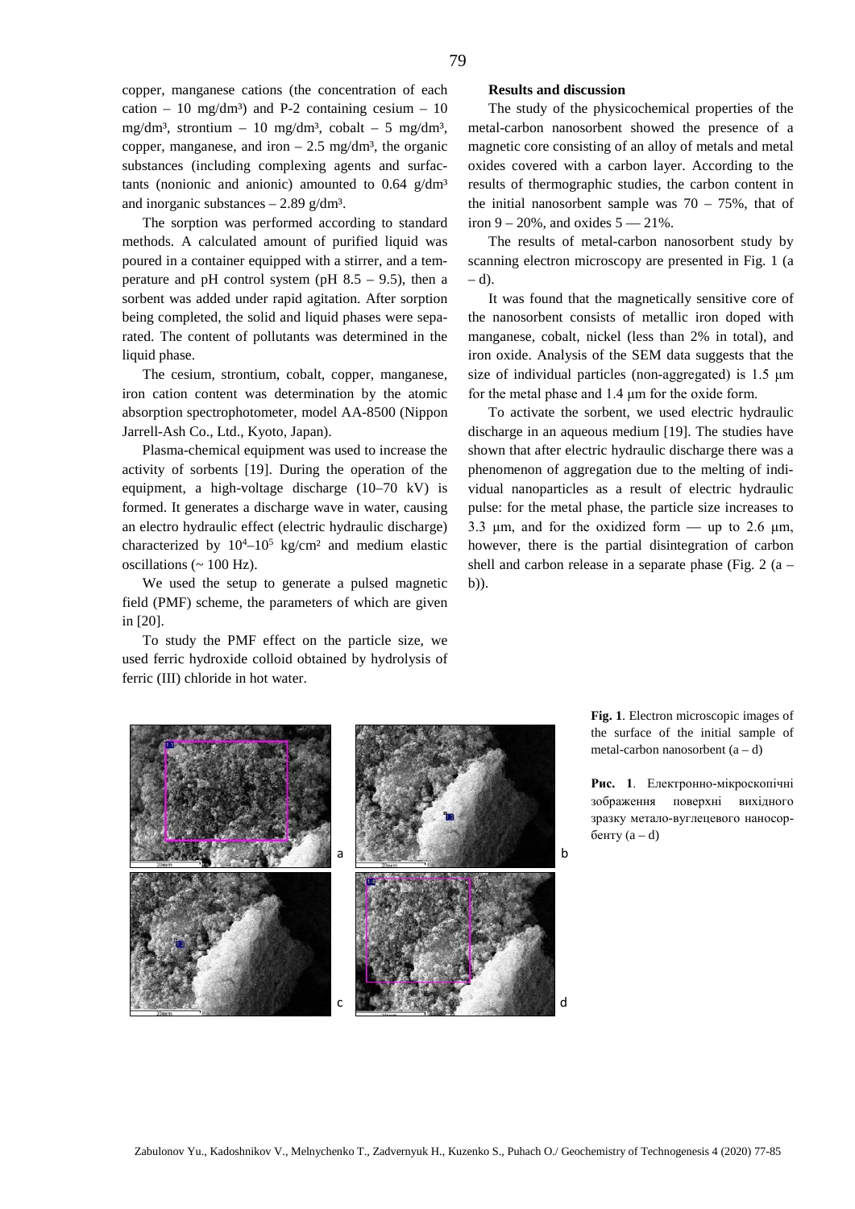copper, manganese cations (the concentration of each cation – 10 mg/dm³) and P-2 containing cesium – 10 mg/dm³, strontium – 10 mg/dm³, cobalt – 5 mg/dm³, copper, manganese, and iron – 2.5 mg/dm³, the organic substances (including complexing agents and surfactants (nonionic and anionic) amounted to 0.64 g/dm³ and inorganic substances – 2.89 g/dm³.

The sorption was performed according to standard methods. A calculated amount of purified liquid was poured in a container equipped with a stirrer, and a temperature and pH control system (pH 8.5 – 9.5), then a sorbent was added under rapid agitation. After sorption being completed, the solid and liquid phases were separated. The content of pollutants was determined in the liquid phase.

The cesium, strontium, cobalt, copper, manganese, iron cation content was determination by the atomic absorption spectrophotometer, model AA-8500 (Nippon Jarrell-Ash Co., Ltd., Kyoto, Japan).

Plasma-chemical equipment was used to increase the activity of sorbents [19]. During the operation of the equipment, a high-voltage discharge (10–70 kV) is formed. It generates a discharge wave in water, causing an electro hydraulic effect (electric hydraulic discharge) characterized by $10^4$–$10^5$ kg/cm² and medium elastic oscillations (~ 100 Hz).

We used the setup to generate a pulsed magnetic field (PMF) scheme, the parameters of which are given in [20].

To study the PMF effect on the particle size, we used ferric hydroxide colloid obtained by hydrolysis of ferric (III) chloride in hot water.

## Results and discussion

The study of the physicochemical properties of the metal-carbon nanosorbent showed the presence of a magnetic core consisting of an alloy of metals and metal oxides covered with a carbon layer. According to the results of thermographic studies, the carbon content in the initial nanosorbent sample was 70 – 75%, that of iron 9 – 20%, and oxides 5 — 21%.

The results of metal-carbon nanosorbent study by scanning electron microscopy are presented in Fig. 1 (a – d).

It was found that the magnetically sensitive core of the nanosorbent consists of metallic iron doped with manganese, cobalt, nickel (less than 2% in total), and iron oxide. Analysis of the SEM data suggests that the size of individual particles (non-aggregated) is 1.5 μm for the metal phase and 1.4 μm for the oxide form.

To activate the sorbent, we used electric hydraulic discharge in an aqueous medium [19]. The studies have shown that after electric hydraulic discharge there was a phenomenon of aggregation due to the melting of individual nanoparticles as a result of electric hydraulic pulse: for the metal phase, the particle size increases to 3.3 μm, and for the oxidized form — up to 2.6 μm, however, there is the partial disintegration of carbon shell and carbon release in a separate phase (Fig. 2 (a – b)).

**Fig. 1**. Electron microscopic images of the surface of the initial sample of metal-carbon nanosorbent (a – d)

**Рис. 1**. Електронно-мікроскопічні зображення поверхні вихідного зразку метало-вуглецевого наносорбенту (a – d)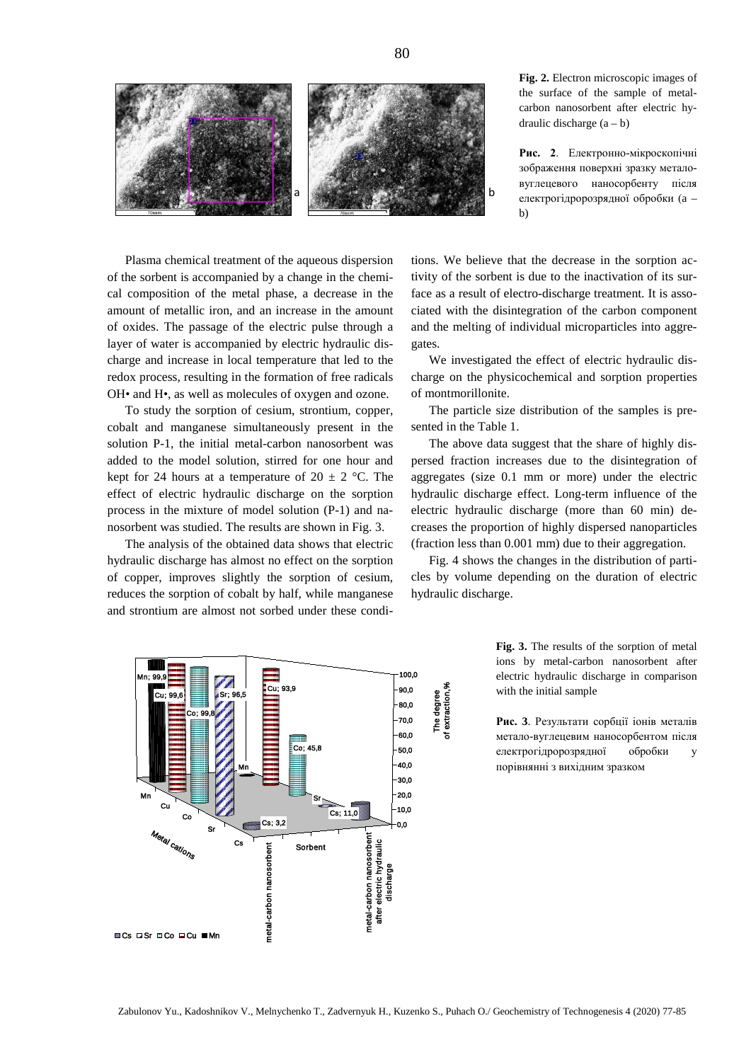**Fig. 2.** Electron microscopic images of the surface of the sample of metal-carbon nanosorbent after electric hydraulic discharge (a – b)

**Рис. 2**. Електронно-мікроскопічні зображення поверхні зразку метало-вуглецевого наносорбенту після електрогідророзрядної обробки (a – b)

Plasma chemical treatment of the aqueous dispersion of the sorbent is accompanied by a change in the chemical composition of the metal phase, a decrease in the amount of metallic iron, and an increase in the amount of oxides. The passage of the electric pulse through a layer of water is accompanied by electric hydraulic discharge and increase in local temperature that led to the redox process, resulting in the formation of free radicals OH• and H•, as well as molecules of oxygen and ozone.

To study the sorption of cesium, strontium, copper, cobalt and manganese simultaneously present in the solution P-1, the initial metal-carbon nanosorbent was added to the model solution, stirred for one hour and kept for 24 hours at a temperature of 20 ± 2 °C. The effect of electric hydraulic discharge on the sorption process in the mixture of model solution (P-1) and nanosorbent was studied. The results are shown in Fig. 3.

The analysis of the obtained data shows that electric hydraulic discharge has almost no effect on the sorption of copper, improves slightly the sorption of cesium, reduces the sorption of cobalt by half, while manganese and strontium are almost not sorbed under these conditions. We believe that the decrease in the sorption activity of the sorbent is due to the inactivation of its surface as a result of electro-discharge treatment. It is associated with the disintegration of the carbon component and the melting of individual microparticles into aggregates.

We investigated the effect of electric hydraulic discharge on the physicochemical and sorption properties of montmorillonite.

The particle size distribution of the samples is presented in the Table 1.

The above data suggest that the share of highly dispersed fraction increases due to the disintegration of aggregates (size 0.1 mm or more) under the electric hydraulic discharge effect. Long-term influence of the electric hydraulic discharge (more than 60 min) decreases the proportion of highly dispersed nanoparticles (fraction less than 0.001 mm) due to their aggregation.

Fig. 4 shows the changes in the distribution of particles by volume depending on the duration of electric hydraulic discharge.

**Fig. 3.** The results of the sorption of metal ions by metal-carbon nanosorbent after electric hydraulic discharge in comparison with the initial sample

**Рис. 3**. Результати сорбції іонів металів метало-вуглецевим наносорбентом після електрогідророзрядної обробки у порівнянні з вихідним зразком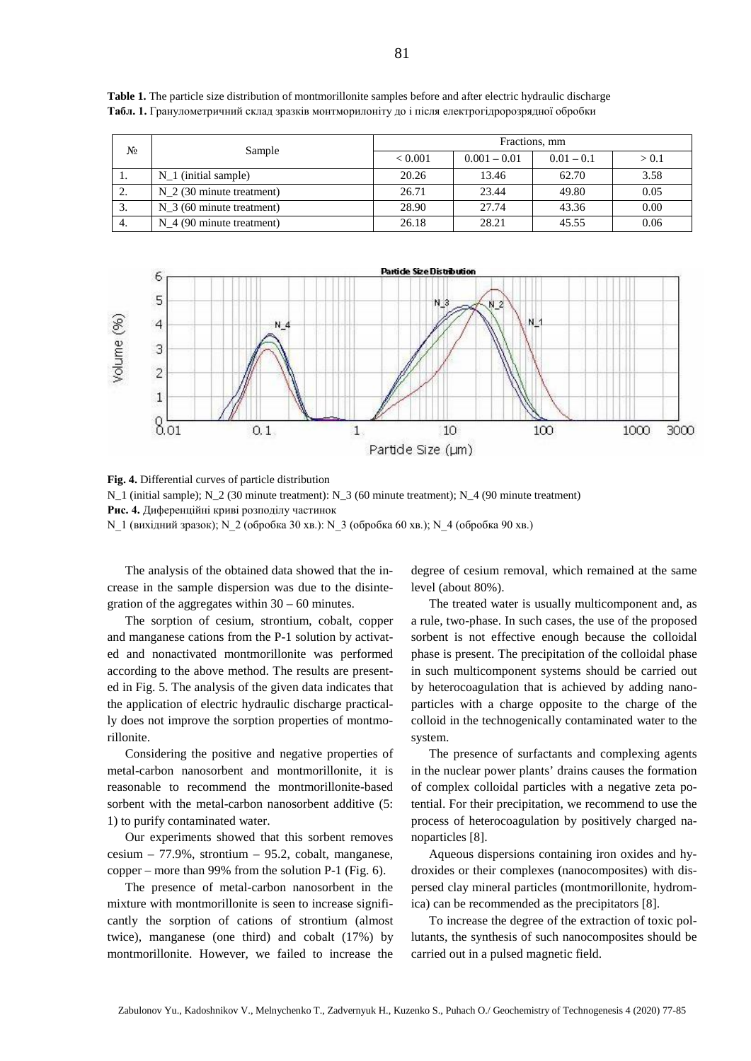**Table 1.** The particle size distribution of montmorillonite samples before and after electric hydraulic discharge
**Табл. 1.** Гранулометричний склад зразків монтмориллоніту до і після електрогідророзрядної обробки

| № | Sample | Fractions, mm | | | |
|---|---|---|---|---|---|
| | | < 0.001 | 0.001 – 0.01 | 0.01 – 0.1 | > 0.1 |
| 1. | N_1 (initial sample) | 20.26 | 13.46 | 62.70 | 3.58 |
| 2. | N_2 (30 minute treatment) | 26.71 | 23.44 | 49.80 | 0.05 |
| 3. | N_3 (60 minute treatment) | 28.90 | 27.74 | 43.36 | 0.00 |
| 4. | N_4 (90 minute treatment) | 26.18 | 28.21 | 45.55 | 0.06 |

**Fig. 4.** Differential curves of particle distribution
N_1 (initial sample); N_2 (30 minute treatment): N_3 (60 minute treatment); N_4 (90 minute treatment)
**Рис. 4.** Диференційні криві розподілу частинок
N_1 (вихідний зразок); N_2 (обробка 30 хв.): N_3 (обробка 60 хв.); N_4 (обробка 90 хв.)

The analysis of the obtained data showed that the increase in the sample dispersion was due to the disintegration of the aggregates within 30 – 60 minutes.

The sorption of cesium, strontium, cobalt, copper and manganese cations from the P-1 solution by activated and nonactivated montmorillonite was performed according to the above method. The results are presented in Fig. 5. The analysis of the given data indicates that the application of electric hydraulic discharge practically does not improve the sorption properties of montmorillonite.

Considering the positive and negative properties of metal-carbon nanosorbent and montmorillonite, it is reasonable to recommend the montmorillonite-based sorbent with the metal-carbon nanosorbent additive (5: 1) to purify contaminated water.

Our experiments showed that this sorbent removes cesium – 77.9%, strontium – 95.2, cobalt, manganese, copper – more than 99% from the solution P-1 (Fig. 6).

The presence of metal-carbon nanosorbent in the mixture with montmorillonite is seen to increase significantly the sorption of cations of strontium (almost twice), manganese (one third) and cobalt (17%) by montmorillonite. However, we failed to increase the degree of cesium removal, which remained at the same level (about 80%).

The treated water is usually multicomponent and, as a rule, two-phase. In such cases, the use of the proposed sorbent is not effective enough because the colloidal phase is present. The precipitation of the colloidal phase in such multicomponent systems should be carried out by heterocoagulation that is achieved by adding nanoparticles with a charge opposite to the charge of the colloid in the technogenically contaminated water to the system.

The presence of surfactants and complexing agents in the nuclear power plants' drains causes the formation of complex colloidal particles with a negative zeta potential. For their precipitation, we recommend to use the process of heterocoagulation by positively charged nanoparticles [8].

Aqueous dispersions containing iron oxides and hydroxides or their complexes (nanocomposites) with dispersed clay mineral particles (montmorillonite, hydromica) can be recommended as the precipitators [8].

To increase the degree of the extraction of toxic pollutants, the synthesis of such nanocomposites should be carried out in a pulsed magnetic field.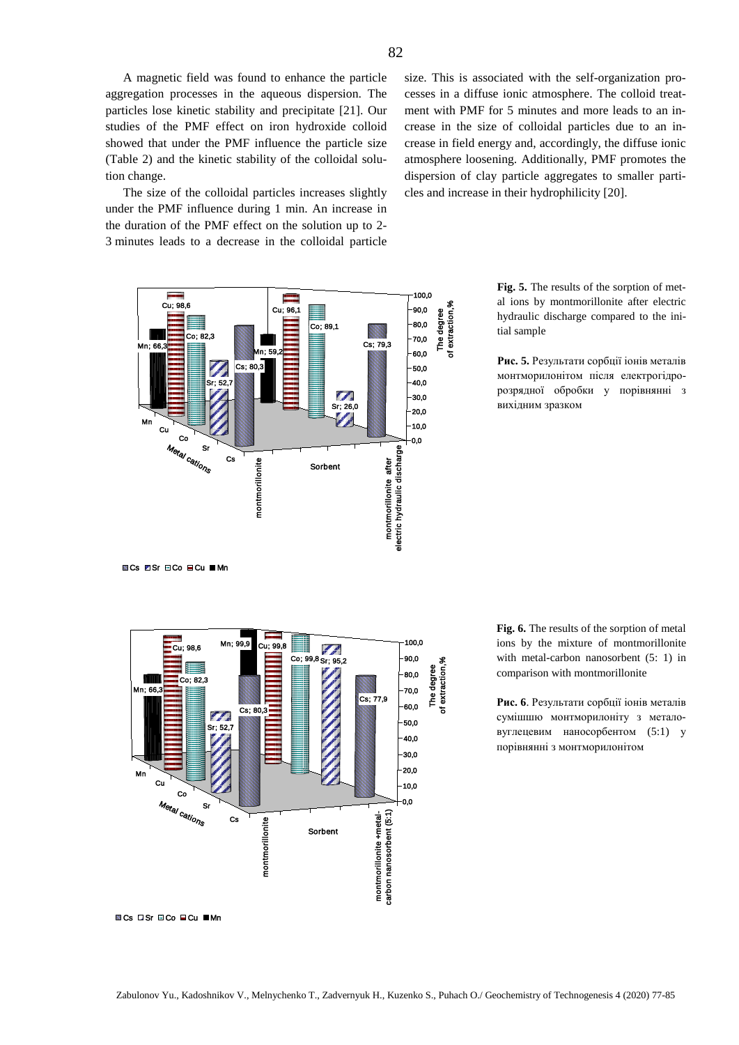A magnetic field was found to enhance the particle aggregation processes in the aqueous dispersion. The particles lose kinetic stability and precipitate [21]. Our studies of the PMF effect on iron hydroxide colloid showed that under the PMF influence the particle size (Table 2) and the kinetic stability of the colloidal solution change.

The size of the colloidal particles increases slightly under the PMF influence during 1 min. An increase in the duration of the PMF effect on the solution up to 2-3 minutes leads to a decrease in the colloidal particle size. This is associated with the self-organization processes in a diffuse ionic atmosphere. The colloid treatment with PMF for 5 minutes and more leads to an increase in the size of colloidal particles due to an increase in field energy and, accordingly, the diffuse ionic atmosphere loosening. Additionally, PMF promotes the dispersion of clay particle aggregates to smaller particles and increase in their hydrophilicity [20].

**Fig. 5.** The results of the sorption of metal ions by montmorillonite after electric hydraulic discharge compared to the initial sample

**Рис. 5.** Результати сорбції іонів металів монтморилонітом після електрогідророзрядної обробки у порівнянні з вихідним зразком

**Fig. 6.** The results of the sorption of metal ions by the mixture of montmorillonite with metal-carbon nanosorbent (5: 1) in comparison with montmorillonite

**Рис. 6**. Результати сорбції іонів металів сумішшю монтморилоніту з металовуглецевим наносорбентом (5:1) у порівнянні з монтморилонітом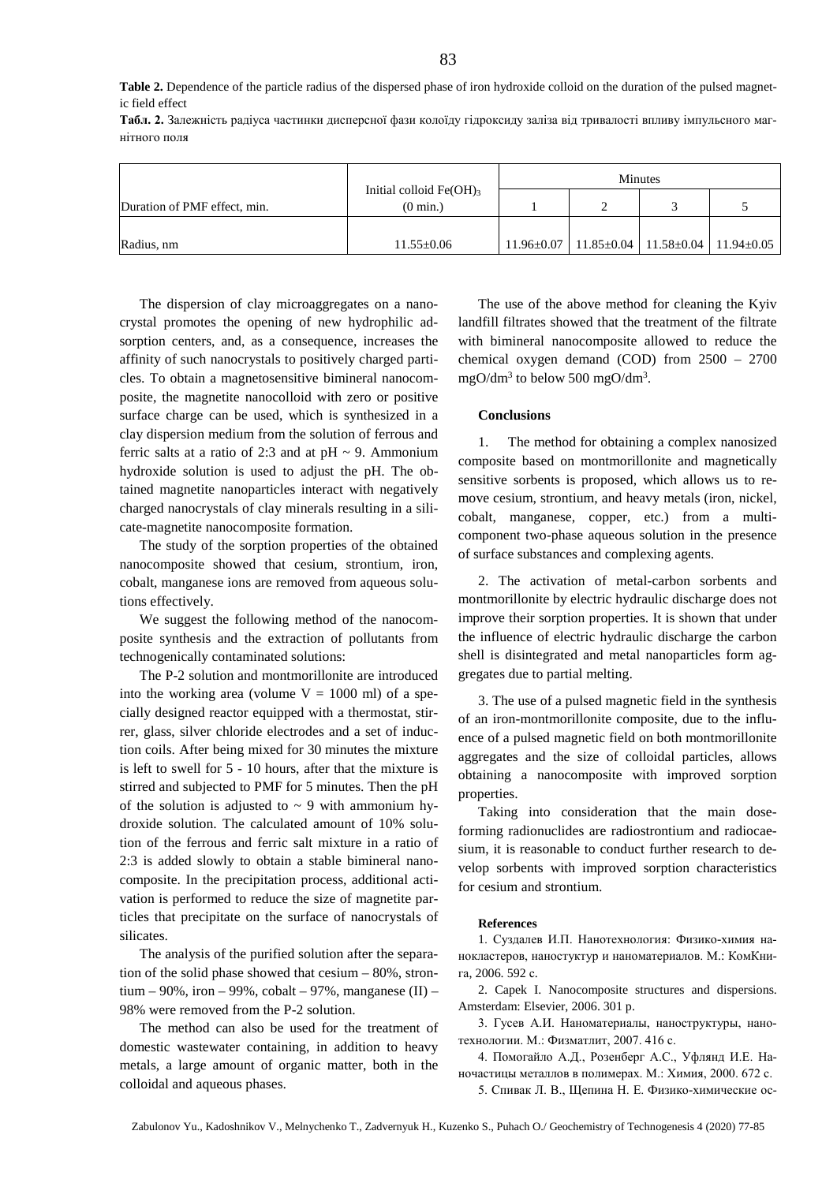**Table 2.** Dependence of the particle radius of the dispersed phase of iron hydroxide colloid on the duration of the pulsed magnetic field effect

**Табл. 2.** Залежність радіуса частинки дисперсної фази колоїду гідроксиду заліза від тривалості впливу імпульсного магнітного поля

| Duration of PMF effect, min. | Initial colloid $Fe(OH)_3$ (0 min.) | Minutes | | | |
|---|---|---|---|---|---|
| | | 1 | 2 | 3 | 5 |
| Radius, nm | 11.55±0.06 | 11.96±0.07 | 11.85±0.04 | 11.58±0.04 | 11.94±0.05 |

The dispersion of clay microaggregates on a nanocrystal promotes the opening of new hydrophilic adsorption centers, and, as a consequence, increases the affinity of such nanocrystals to positively charged particles. To obtain a magnetosensitive bimineral nanocomposite, the magnetite nanocolloid with zero or positive surface charge can be used, which is synthesized in a clay dispersion medium from the solution of ferrous and ferric salts at a ratio of 2:3 and at pH ~ 9. Ammonium hydroxide solution is used to adjust the pH. The obtained magnetite nanoparticles interact with negatively charged nanocrystals of clay minerals resulting in a silicate-magnetite nanocomposite formation.

The study of the sorption properties of the obtained nanocomposite showed that cesium, strontium, iron, cobalt, manganese ions are removed from aqueous solutions effectively.

We suggest the following method of the nanocomposite synthesis and the extraction of pollutants from technogenically contaminated solutions:

The P-2 solution and montmorillonite are introduced into the working area (volume V = 1000 ml) of a specially designed reactor equipped with a thermostat, stirrer, glass, silver chloride electrodes and a set of induction coils. After being mixed for 30 minutes the mixture is left to swell for 5 - 10 hours, after that the mixture is stirred and subjected to PMF for 5 minutes. Then the pH of the solution is adjusted to ~ 9 with ammonium hydroxide solution. The calculated amount of 10% solution of the ferrous and ferric salt mixture in a ratio of 2:3 is added slowly to obtain a stable bimineral nanocomposite. In the precipitation process, additional activation is performed to reduce the size of magnetite particles that precipitate on the surface of nanocrystals of silicates.

The analysis of the purified solution after the separation of the solid phase showed that cesium – 80%, strontium – 90%, iron – 99%, cobalt – 97%, manganese (II) – 98% were removed from the P-2 solution.

The method can also be used for the treatment of domestic wastewater containing, in addition to heavy metals, a large amount of organic matter, both in the colloidal and aqueous phases.

The use of the above method for cleaning the Kyiv landfill filtrates showed that the treatment of the filtrate with bimineral nanocomposite allowed to reduce the chemical oxygen demand (COD) from 2500 – 2700 $mgO/dm^3$ to below 500 $mgO/dm^3$.

**Conclusions**

1. The method for obtaining a complex nanosized composite based on montmorillonite and magnetically sensitive sorbents is proposed, which allows us to remove cesium, strontium, and heavy metals (iron, nickel, cobalt, manganese, copper, etc.) from a multicomponent two-phase aqueous solution in the presence of surface substances and complexing agents.

2. The activation of metal-carbon sorbents and montmorillonite by electric hydraulic discharge does not improve their sorption properties. It is shown that under the influence of electric hydraulic discharge the carbon shell is disintegrated and metal nanoparticles form aggregates due to partial melting.

3. The use of a pulsed magnetic field in the synthesis of an iron-montmorillonite composite, due to the influence of a pulsed magnetic field on both montmorillonite aggregates and the size of colloidal particles, allows obtaining a nanocomposite with improved sorption properties.

Taking into consideration that the main dose-forming radionuclides are radiostrontium and radiocaesium, it is reasonable to conduct further research to develop sorbents with improved sorption characteristics for cesium and strontium.

**References**

1. Суздалев И.П. Нанотехнология: Физико-химия нанокластеров, наностуктур и наноматериалов. М.: КомКнига, 2006. 592 с.

2. Capek I. Nanocomposite structures and dispersions. Amsterdam: Elsevier, 2006. 301 p.

3. Гусев А.И. Наноматериалы, наноструктуры, нанотехнологии. М.: Физматлит, 2007. 416 с.

4. Помогайло А.Д., Розенберг А.С., Уфлянд И.Е. Наночастицы металлов в полимерах. М.: Химия, 2000. 672 с.

5. Спивак Л. В., Щепина Н. Е. Физико-химические ос-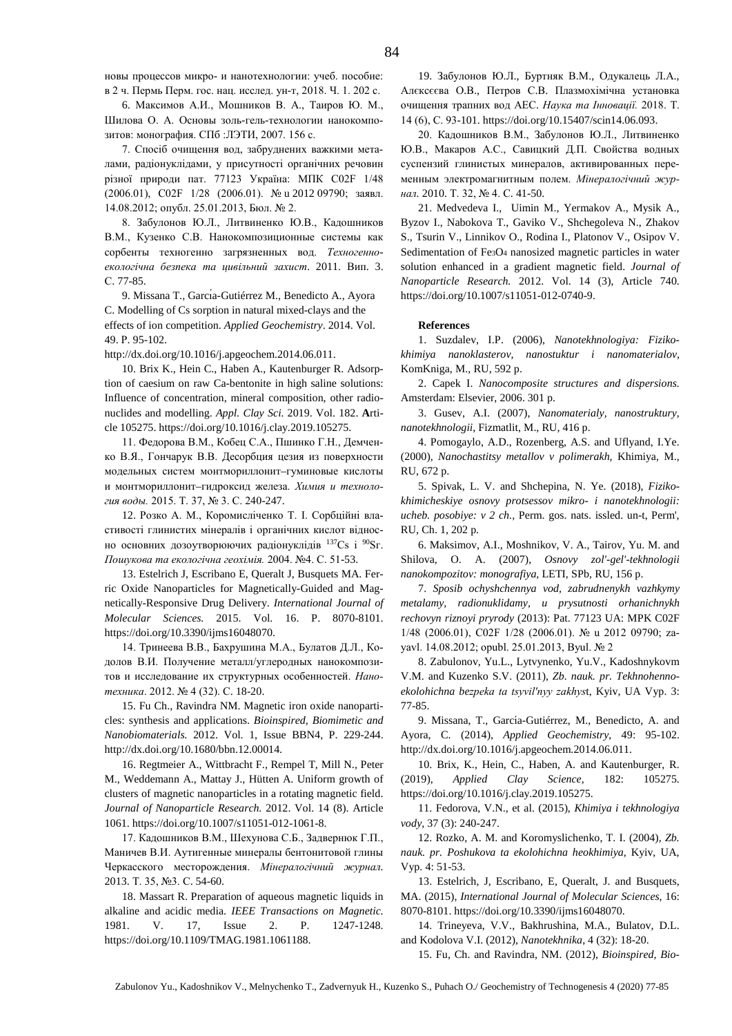новы процессов микро- и нанотехнологии: учеб. пособие: в 2 ч. Пермь Перм. гос. нац. исслед. ун-т, 2018. Ч. 1. 202 с.

6. Максимов А.И., Мошников В. А., Таиров Ю. М., Шилова О. А. Основы золь-гель-технологии нанокомпозитов: монография. СПб :ЛЭТИ, 2007. 156 с.

7. Спосіб очищення вод, забруднених важкими металами, радіонуклідами, у присутності органічних речовин різної природи пат. 77123 Україна: МПК C02F 1/48 (2006.01), C02F 1/28 (2006.01). № u 2012 09790; заявл. 14.08.2012; опубл. 25.01.2013, Бюл. № 2.

8. Забулонов Ю.Л., Литвиненко Ю.В., Кадошников В.М., Кузенко С.В. Нанокомпозиционные системы как сорбенты техногенно загрязненных вод. *Техногенно-екологічна безпека та цивільний захист*. 2011. Вип. 3. С. 77-85.

9. Missana T., García-Gutiérrez M., Benedicto A., Ayora C. Modelling of Cs sorption in natural mixed-clays and the effects of ion competition. *Applied Geochemistry*. 2014. Vol. 49. P. 95-102. http://dx.doi.org/10.1016/j.apgeochem.2014.06.011.

10. Brix K., Hein C., Haben A., Kautenburger R. Adsorption of caesium on raw Ca-bentonite in high saline solutions: Influence of concentration, mineral composition, other radionuclides and modelling. *Appl. Clay Sci.* 2019. Vol. 182. **A**rticle 105275. https://doi.org/10.1016/j.clay.2019.105275.

11. Федорова В.М., Кобец С.А., Пшинко Г.Н., Демченко В.Я., Гончарук В.В. Десорбция цезия из поверхности модельных систем монтмориллонит–гуминовые кислоты и монтмориллонит–гидроксид железа. *Химия и технология воды.* 2015. Т. 37, № 3. С. 240-247.

12. Розко А. М., Коромисліченко Т. І. Сорбційні властивості глинистих мінералів і органічних кислот відносно основних дозоутворюючих радіонуклідів $^{137}$Cs і $^{90}$Sr. *Пошукова та екологічна геохімія.* 2004. №4. С. 51-53.

13. Estelrich J, Escribano E, Queralt J, Busquets MA. Ferric Oxide Nanoparticles for Magnetically-Guided and Magnetically-Responsive Drug Delivery. *International Journal of Molecular Sciences.* 2015. Vol. 16. P. 8070-8101. https://doi.org/10.3390/ijms16048070.

14. Тринеева В.В., Бахрушина М.А., Булатов Д.Л., Кодолов В.И. Получение металл/углеродных нанокомпозитов и исследование их структурных особенностей. *Нанотехника*. 2012. № 4 (32). С. 18-20.

15. Fu Ch., Ravindra NM. Magnetic iron oxide nanoparticles: synthesis and applications. *Bioinspired, Biomimetic and Nanobiomaterials.* 2012. Vol. 1, Issue BBN4, P. 229-244. http://dx.doi.org/10.1680/bbn.12.00014.

16. Regtmeier A., Wittbracht F., Rempel T, Mill N., Peter M., Weddemann A., Mattay J., Hütten A. Uniform growth of clusters of magnetic nanoparticles in a rotating magnetic field. *Journal of Nanoparticle Research.* 2012. Vol. 14 (8). Article 1061. https://doi.org/10.1007/s11051-012-1061-8.

17. Кадошников В.М., Шехунова С.Б., Задвернюк Г.П., Маничев В.И. Аутигенные минералы бентонитовой глины Черкасского месторождения. *Мінералогічний журнал.* 2013. Т. 35, №3. С. 54-60.

18. Massart R. Preparation of aqueous magnetic liquids in alkaline and acidic media. *IEEE Transactions on Magnetic.* 1981. V. 17, Issue 2. P. 1247-1248. https://doi.org/10.1109/TMAG.1981.1061188.

19. Забулонов Ю.Л., Буртняк В.М., Одукалець Л.А., Алєксєєва О.В., Петров С.В. Плазмохімічна установка очищення трапних вод АЕС. *Наука та Інновації.* 2018. Т. 14 (6), С. 93-101. https://doi.org/10.15407/scin14.06.093.

20. Кадошников В.М., Забулонов Ю.Л., Литвиненко Ю.В., Макаров А.С., Савицкий Д.П. Свойства водных суспензий глинистых минералов, активированных переменным электромагнитным полем. *Мінералогічний журнал.* 2010. Т. 32, № 4. С. 41-50.

21. Medvedeva I., Uimin M., Yermakov A., Mysik A., Byzov I., Nabokova T., Gaviko V., Shchegoleva N., Zhakov S., Tsurin V., Linnikov O., Rodina I., Platonov V., Osipov V. Sedimentation of $Fe_3O_4$ nanosized magnetic particles in water solution enhanced in a gradient magnetic field. *Journal of Nanoparticle Research.* 2012. Vol. 14 (3), Article 740. https://doi.org/10.1007/s11051-012-0740-9.

#### References

1. Suzdalev, I.P. (2006), *Nanotekhnologiya: Fiziko-khimiya nanoklasterov, nanostuktur i nanomaterialov*, KomKniga, M., RU, 592 p.

2. Capek I. *Nanocomposite structures and dispersions.* Amsterdam: Elsevier, 2006. 301 p.

3. Gusev, A.I. (2007), *Nanomaterialy, nanostruktury, nanotekhnologii*, Fizmatlit, M., RU, 416 p.

4. Pomogaylo, A.D., Rozenberg, A.S. and Uflyand, I.Ye. (2000), *Nanochastitsy metallov v polimerakh*, Khimiya, M., RU, 672 p.

5. Spivak, L. V. and Shchepina, N. Ye. (2018), *Fiziko-khimicheskiye osnovy protsessov mikro- i nanotekhnologii: ucheb. posobiye: v 2 ch.*, Perm. gos. nats. issled. un-t, Perm', RU, Ch. 1, 202 p.

6. Maksimov, A.I., Moshnikov, V. A., Tairov, Yu. M. and Shilova, O. A. (2007), *Osnovy zol'-gel'-tekhnologii nanokompozitov: monografiya*, LETI, SPb, RU, 156 p.

7. *Sposib ochyshchennya vod, zabrudnenykh vazhkymy metalamy, radionuklidamy, u prysutnosti orhanichnykh rechovyn riznoi pryrody* (2013): Pat. 77123 UA: MPK C02F 1/48 (2006.01), C02F 1/28 (2006.01). № u 2012 09790; zayavl. 14.08.2012; opubl. 25.01.2013, Byul. № 2

8. Zabulonov, Yu.L., Lytvynenko, Yu.V., Kadoshnykovm V.M. and Kuzenko S.V. (2011), *Zb. nauk. pr. Tekhnohenno-ekolohichna bezpeka ta tsyvil'nyy zakhys*t, Kyiv, UA Vyp. 3: 77-85.

9. Missana, T., García-Gutiérrez, M., Benedicto, A. and Ayora, C. (2014), *Applied Geochemistry*, 49: 95-102. http://dx.doi.org/10.1016/j.apgeochem.2014.06.011.

10. Brix, K., Hein, C., Haben, A. and Kautenburger, R. (2019), *Applied Clay Science*, 182: 105275. https://doi.org/10.1016/j.clay.2019.105275.

11. Fedorova, V.N., et al. (2015), *Khimiya i tekhnologiya vody*, 37 (3): 240-247.

12. Rozko, A. M. and Koromyslichenko, T. I. (2004), *Zb. nauk. pr. Poshukova ta ekolohichna heokhimiya,* Kyiv, UA, Vyp. 4: 51-53.

13. Estelrich, J, Escribano, E, Queralt, J. and Busquets, MA. (2015), *International Journal of Molecular Sciences*, 16: 8070-8101. https://doi.org/10.3390/ijms16048070.

14. Trineyeva, V.V., Bakhrushina, M.A., Bulatov, D.L. and Kodolova V.I. (2012), *Nanotekhnika*, 4 (32): 18-20.

15. Fu, Ch. and Ravindra, NM. (2012), *Bioinspired, Bio-*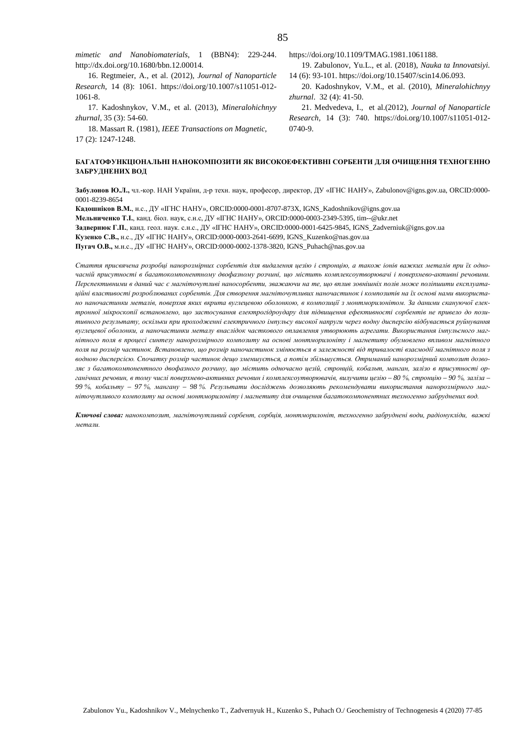*mimetic and Nanobiomaterials*, 1 (BBN4): 229-244. http://dx.doi.org/10.1680/bbn.12.00014.

16. Regtmeier, A., et al. (2012), *Journal of Nanoparticle Research*, 14 (8): 1061. https://doi.org/10.1007/s11051-012-1061-8.

17. Kadoshnykov, V.M., et al. (2013), *Mineralohichnyy zhurnal*, 35 (3): 54-60.

18. Massart R. (1981), *IEEE Transactions on Magnetic*, 17 (2): 1247-1248. https://doi.org/10.1109/TMAG.1981.1061188.

19. Zabulonov, Yu.L., et al. (2018), *Nauka ta Innovatsiyi.* 14 (6): 93-101. https://doi.org/10.15407/scin14.06.093.

20. Kadoshnykov, V.M., et al. (2010), *Mineralohichnyy zhurnal*. 32 (4): 41-50.

21. Medvedeva, I., et al.(2012), *Journal of Nanoparticle Research*, 14 (3): 740. https://doi.org/10.1007/s11051-012-0740-9.

## БАГАТОФУНКЦІОНАЛЬНІ НАНОКОМПОЗИТИ ЯК ВИСОКОЕФЕКТИВНІ СОРБЕНТИ ДЛЯ ОЧИЩЕННЯ ТЕХНОГЕННО ЗАБРУДНЕНИХ ВОД

**Забулонов Ю.Л.,** чл.-кор. НАН України, д-р техн. наук, професор, директор, ДУ «ІГНС НАНУ», Zabulonov@igns.gov.ua, ORCID:0000-0001-8239-8654

**Кадошніков В.М.**, н.с., ДУ «ІГНС НАНУ», ORCID:0000-0001-8707-873X, IGNS_Kadoshnikov@igns.gov.ua

**Мельниченко Т.І.**, канд. біол. наук, с.н.с, ДУ «ІГНС НАНУ», ORCID:0000-0003-2349-5395, tim--@ukr.net

**Задвернюк Г.П.**, канд. геол. наук. с.н.с., ДУ «ІГНС НАНУ», ORCID:0000-0001-6425-9845, IGNS_Zadverniuk@igns.gov.ua

**Кузенко С.В.,** н.с., ДУ «ІГНС НАНУ», ORCID:0000-0003-2641-6699, IGNS_Kuzenko@nas.gov.ua

**Пугач О.В.,** м.н.с., ДУ «ІГНС НАНУ», ORCID:0000-0002-1378-3820, IGNS_Puhach@nas.gov.ua

*Стаття присвячена розробці нанорозмірних сорбентів для видалення цезію і стронцію, а також іонів важких металів при їх одночасній присутності в багатокомпонентному двофазному розчині, що містить комплексоутворювачі і поверхнево-активні речовини. Перспективними в даний час є магніточутливі наносорбенти, зважаючи на те, що вплив зовнішніх полів може поліпшити експлуатаційні властивості розроблюваних сорбентів. Для створення магніточутливих наночастинок і композитів на їх основі нами використано наночастинки металів, поверхня яких вкрита вуглецевою оболонкою, в композиції з монтморилонітом. За даними скануючої електронної мікроскопії встановлено, що застосування електрогідроудару для підвищення ефективності сорбентів не привело до позитивного результату, оскільки при проходженні електричного імпульсу високої напруги через водну дисперсію відбувається руйнування вуглецевої оболонки, а наночастинки металу внаслідок часткового оплавлення утворюють агрегати. Використання імпульсного магнітного поля в процесі синтезу нанорозмірного композиту на основі монтморилоніту і магнетиту обумовлено впливом магнітного поля на розмір частинок. Встановлено, що розмір наночастинок змінюється в залежності від тривалості взаємодії магнітного поля з водною дисперсією. Спочатку розмір частинок дещо зменшується, а потім збільшується. Отриманий нанорозмірний композит дозволяє з багатокомпонентного двофазного розчину, що містить одночасно цезій, стронцій, кобальт, манган, залізо в присутності органічних речовин, в тому числі поверхнево-активних речовин і комплексоутворювачів, вилучити цезію – 80 %, стронцію – 90 %, заліза – 99 %, кобальту – 97 %, мангану – 98 %. Результати досліджень дозволяють рекомендувати використання нанорозмірного магніточутливого композиту на основі монтморилоніту і магнетиту для очищення багатокомпонентних техногенно забруднених вод.*

***Ключові слова:*** *нанокомпозит, магніточутливий сорбент, сорбція, монтморилоніт, техногенно забруднені води, радіонукліди, важкі метали.*